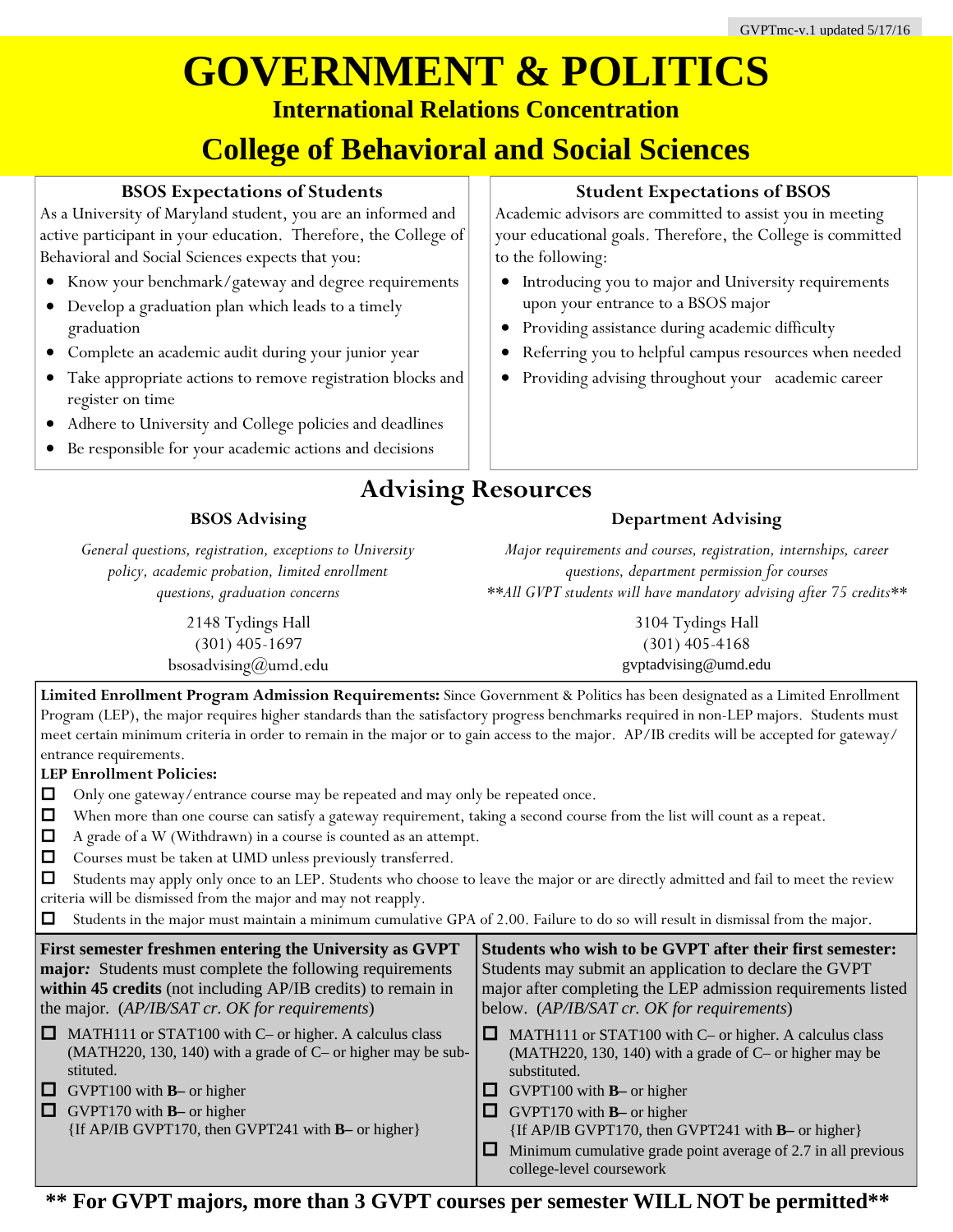# GOVERNMENT & POLITICS

### International Relations Concentration

## College of Behavioral and Social Sciences

### BSOS Expectations of Students

As a University of Maryland student, you are an informed and active participant in your education. Therefore, the College of Behavioral and Social Sciences expects that you:

- Know your benchmark/gateway and degree requirements
- Develop a graduation plan which leads to a timely graduation
- Complete an academic audit during your junior year
- Take appropriate actions to remove registration blocks and register on time
- Adhere to University and College policies and deadlines
- Be responsible for your academic actions and decisions

### Student Expectations of BSOS

Academic advisors are committed to assist you in meeting your educational goals. Therefore, the College is committed to the following:

- Introducing you to major and University requirements upon your entrance to a BSOS major
- Providing assistance during academic difficulty
- Referring you to helpful campus resources when needed
- Providing advising throughout your academic career

## Advising Resources

### BSOS Advising

*General questions, registration, exceptions to University policy, academic probation, limited enrollment questions, graduation concerns*

2148 Tydings Hall
(301) 405-1697
bsosadvising@umd.edu

### Department Advising

*Major requirements and courses, registration, internships, career questions, department permission for courses*
*\*\*All GVPT students will have mandatory advising after 75 credits\*\**

3104 Tydings Hall
(301) 405-4168
gvptadvising@umd.edu

**Limited Enrollment Program Admission Requirements:** Since Government & Politics has been designated as a Limited Enrollment Program (LEP), the major requires higher standards than the satisfactory progress benchmarks required in non-LEP majors. Students must meet certain minimum criteria in order to remain in the major or to gain access to the major. AP/IB credits will be accepted for gateway/ entrance requirements.

**LEP Enrollment Policies:**

- ☐ Only one gateway/entrance course may be repeated and may only be repeated once.
- ☐ When more than one course can satisfy a gateway requirement, taking a second course from the list will count as a repeat.
- ☐ A grade of a W (Withdrawn) in a course is counted as an attempt.
- ☐ Courses must be taken at UMD unless previously transferred.
- ☐ Students may apply only once to an LEP. Students who choose to leave the major or are directly admitted and fail to meet the review criteria will be dismissed from the major and may not reapply.
- ☐ Students in the major must maintain a minimum cumulative GPA of 2.00. Failure to do so will result in dismissal from the major.

**First semester freshmen entering the University as GVPT major*:*** Students must complete the following requirements **within 45 credits** (not including AP/IB credits) to remain in the major. (*AP/IB/SAT cr. OK for requirements*)

- ☐ MATH111 or STAT100 with C– or higher. A calculus class (MATH220, 130, 140) with a grade of C– or higher may be substituted.
- ☐ GVPT100 with **B–** or higher
- ☐ GVPT170 with **B–** or higher
  {If AP/IB GVPT170, then GVPT241 with **B–** or higher}

**Students who wish to be GVPT after their first semester:** Students may submit an application to declare the GVPT major after completing the LEP admission requirements listed below. (*AP/IB/SAT cr. OK for requirements*)

- ☐ MATH111 or STAT100 with C– or higher. A calculus class (MATH220, 130, 140) with a grade of C– or higher may be substituted.
- ☐ GVPT100 with **B–** or higher
- ☐ GVPT170 with **B–** or higher
  {If AP/IB GVPT170, then GVPT241 with **B–** or higher}
- ☐ Minimum cumulative grade point average of 2.7 in all previous college-level coursework

**\*\* For GVPT majors, more than 3 GVPT courses per semester WILL NOT be permitted\*\***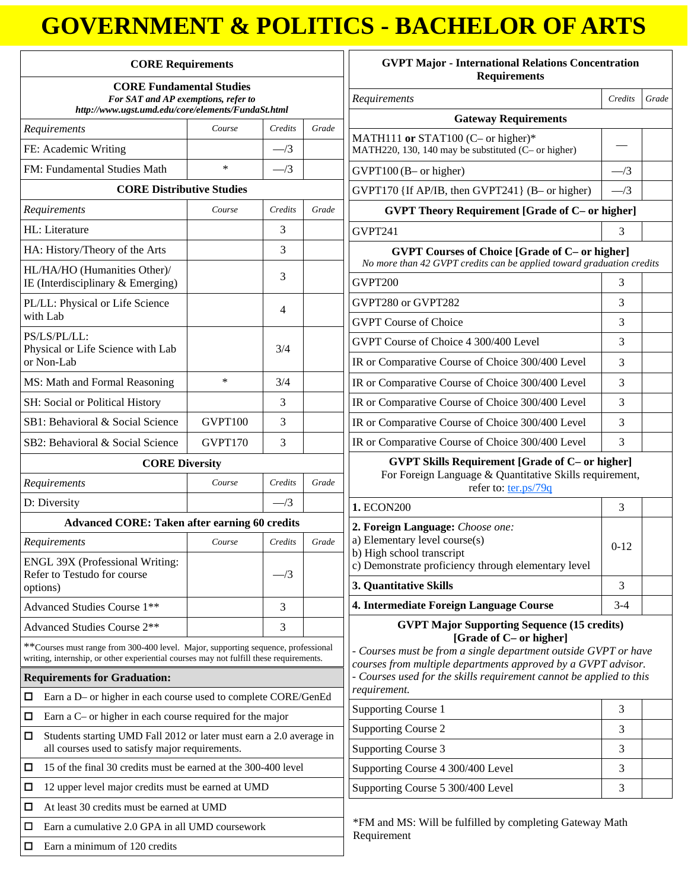# GOVERNMENT & POLITICS - BACHELOR OF ARTS

## CORE Requirements

### CORE Fundamental Studies

***For SAT and AP exemptions, refer to http://www.ugst.umd.edu/core/elements/FundaSt.html***

| *Requirements* | *Course* | *Credits* | *Grade* |
|---|---|---|---|
| FE: Academic Writing | | —/3 | |
| FM: Fundamental Studies Math | * | —/3 | |

### CORE Distributive Studies

| *Requirements* | *Course* | *Credits* | *Grade* |
|---|---|---|---|
| HL: Literature | | 3 | |
| HA: History/Theory of the Arts | | 3 | |
| HL/HA/HO (Humanities Other)/ IE (Interdisciplinary & Emerging) | | 3 | |
| PL/LL: Physical or Life Science with Lab | | 4 | |
| PS/LS/PL/LL: Physical or Life Science with Lab or Non-Lab | | 3/4 | |
| MS: Math and Formal Reasoning | * | 3/4 | |
| SH: Social or Political History | | 3 | |
| SB1: Behavioral & Social Science | GVPT100 | 3 | |
| SB2: Behavioral & Social Science | GVPT170 | 3 | |

### CORE Diversity

| *Requirements* | *Course* | *Credits* | *Grade* |
|---|---|---|---|
| D: Diversity | | —/3 | |

### Advanced CORE: Taken after earning 60 credits

| *Requirements* | *Course* | *Credits* | *Grade* |
|---|---|---|---|
| ENGL 39X (Professional Writing: Refer to Testudo for course options) | | —/3 | |
| Advanced Studies Course 1** | | 3 | |
| Advanced Studies Course 2** | | 3 | |

**Courses must range from 300-400 level. Major, supporting sequence, professional writing, internship, or other experiential courses may not fulfill these requirements.

### Requirements for Graduation:

- ☐ Earn a D– or higher in each course used to complete CORE/GenEd
- ☐ Earn a C– or higher in each course required for the major
- ☐ Students starting UMD Fall 2012 or later must earn a 2.0 average in all courses used to satisfy major requirements.
- ☐ 15 of the final 30 credits must be earned at the 300-400 level
- ☐ 12 upper level major credits must be earned at UMD
- ☐ At least 30 credits must be earned at UMD
- ☐ Earn a cumulative 2.0 GPA in all UMD coursework
- ☐ Earn a minimum of 120 credits

## GVPT Major - International Relations Concentration Requirements

| *Requirements* | *Credits* | *Grade* |
|---|---|---|
| **Gateway Requirements** | | |
| MATH111 **or** STAT100 (C– or higher)* MATH220, 130, 140 may be substituted (C– or higher) | — | |
| GVPT100 (B– or higher) | —/3 | |
| GVPT170 {If AP/IB, then GVPT241} (B– or higher) | —/3 | |
| **GVPT Theory Requirement [Grade of C– or higher]** | | |
| GVPT241 | 3 | |
| **GVPT Courses of Choice [Grade of C– or higher]** *No more than 42 GVPT credits can be applied toward graduation credits* | | |
| GVPT200 | 3 | |
| GVPT280 or GVPT282 | 3 | |
| GVPT Course of Choice | 3 | |
| GVPT Course of Choice 4 300/400 Level | 3 | |
| IR or Comparative Course of Choice 300/400 Level | 3 | |
| IR or Comparative Course of Choice 300/400 Level | 3 | |
| IR or Comparative Course of Choice 300/400 Level | 3 | |
| IR or Comparative Course of Choice 300/400 Level | 3 | |
| IR or Comparative Course of Choice 300/400 Level | 3 | |
| **GVPT Skills Requirement [Grade of C– or higher]** For Foreign Language & Quantitative Skills requirement, refer to: [ter.ps/79q](ter.ps/79q) | | |
| **1.** ECON200 | 3 | |
| **2. Foreign Language:** *Choose one:* a) Elementary level course(s) b) High school transcript c) Demonstrate proficiency through elementary level | 0-12 | |
| **3. Quantitative Skills** | 3 | |
| **4. Intermediate Foreign Language Course** | 3-4 | |
| **GVPT Major Supporting Sequence (15 credits) [Grade of C– or higher]** *- Courses must be from a single department outside GVPT or have courses from multiple departments approved by a GVPT advisor. - Courses used for the skills requirement cannot be applied to this requirement.* | | |
| Supporting Course 1 | 3 | |
| Supporting Course 2 | 3 | |
| Supporting Course 3 | 3 | |
| Supporting Course 4 300/400 Level | 3 | |
| Supporting Course 5 300/400 Level | 3 | |

*FM and MS: Will be fulfilled by completing Gateway Math Requirement